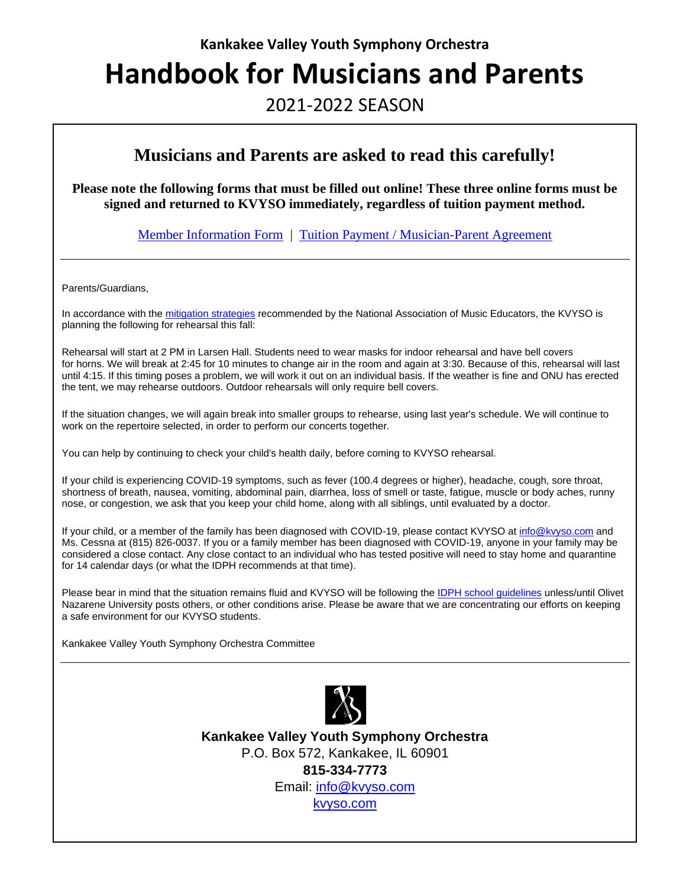**Kankakee Valley Youth Symphony Orchestra**

# Handbook for Musicians and Parents

2021-2022 SEASON

## Musicians and Parents are asked to read this carefully!

**Please note the following forms that must be filled out online! These three online forms must be signed and returned to KVYSO immediately, regardless of tuition payment method.**

Member Information Form | Tuition Payment / Musician-Parent Agreement

---

Parents/Guardians,

In accordance with the mitigation strategies recommended by the National Association of Music Educators, the KVYSO is planning the following for rehearsal this fall:

Rehearsal will start at 2 PM in Larsen Hall. Students need to wear masks for indoor rehearsal and have bell covers for horns. We will break at 2:45 for 10 minutes to change air in the room and again at 3:30. Because of this, rehearsal will last until 4:15. If this timing poses a problem, we will work it out on an individual basis. If the weather is fine and ONU has erected the tent, we may rehearse outdoors. Outdoor rehearsals will only require bell covers.

If the situation changes, we will again break into smaller groups to rehearse, using last year's schedule. We will continue to work on the repertoire selected, in order to perform our concerts together.

You can help by continuing to check your child's health daily, before coming to KVYSO rehearsal.

If your child is experiencing COVID-19 symptoms, such as fever (100.4 degrees or higher), headache, cough, sore throat, shortness of breath, nausea, vomiting, abdominal pain, diarrhea, loss of smell or taste, fatigue, muscle or body aches, runny nose, or congestion, we ask that you keep your child home, along with all siblings, until evaluated by a doctor.

If your child, or a member of the family has been diagnosed with COVID-19, please contact KVYSO at info@kvyso.com and Ms. Cessna at (815) 826-0037. If you or a family member has been diagnosed with COVID-19, anyone in your family may be considered a close contact. Any close contact to an individual who has tested positive will need to stay home and quarantine for 14 calendar days (or what the IDPH recommends at that time).

Please bear in mind that the situation remains fluid and KVYSO will be following the IDPH school guidelines unless/until Olivet Nazarene University posts others, or other conditions arise. Please be aware that we are concentrating our efforts on keeping a safe environment for our KVYSO students.

Kankakee Valley Youth Symphony Orchestra Committee

---

**Kankakee Valley Youth Symphony Orchestra**
P.O. Box 572, Kankakee, IL 60901
**815-334-7773**
Email: info@kvyso.com
kvyso.com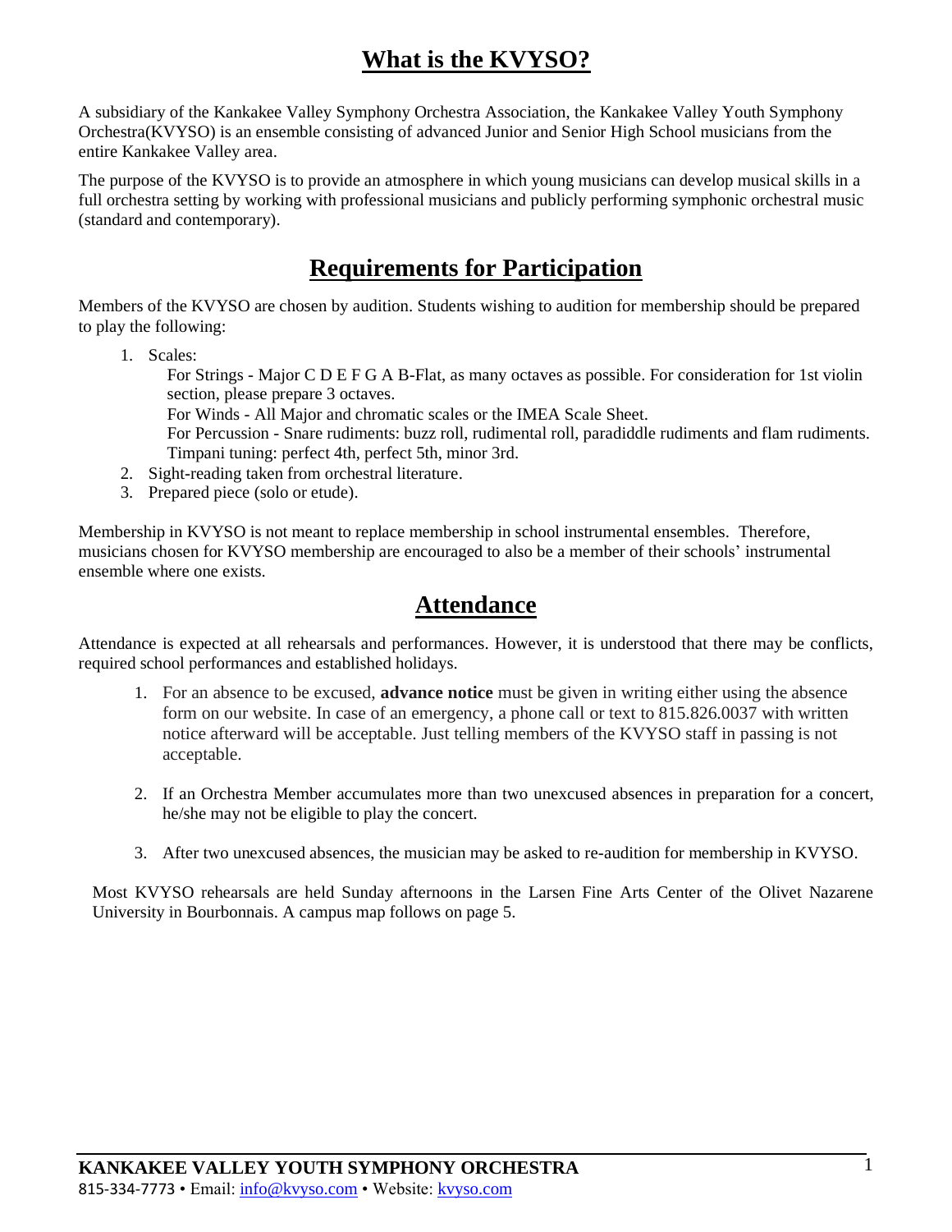# What is the KVYSO?

A subsidiary of the Kankakee Valley Symphony Orchestra Association, the Kankakee Valley Youth Symphony Orchestra(KVYSO) is an ensemble consisting of advanced Junior and Senior High School musicians from the entire Kankakee Valley area.

The purpose of the KVYSO is to provide an atmosphere in which young musicians can develop musical skills in a full orchestra setting by working with professional musicians and publicly performing symphonic orchestral music (standard and contemporary).

# Requirements for Participation

Members of the KVYSO are chosen by audition. Students wishing to audition for membership should be prepared to play the following:

1. Scales:
   For Strings - Major C D E F G A B-Flat, as many octaves as possible. For consideration for 1st violin section, please prepare 3 octaves.
   For Winds - All Major and chromatic scales or the IMEA Scale Sheet.
   For Percussion - Snare rudiments: buzz roll, rudimental roll, paradiddle rudiments and flam rudiments. Timpani tuning: perfect 4th, perfect 5th, minor 3rd.
2. Sight-reading taken from orchestral literature.
3. Prepared piece (solo or etude).

Membership in KVYSO is not meant to replace membership in school instrumental ensembles. Therefore, musicians chosen for KVYSO membership are encouraged to also be a member of their schools' instrumental ensemble where one exists.

# Attendance

Attendance is expected at all rehearsals and performances. However, it is understood that there may be conflicts, required school performances and established holidays.

1. For an absence to be excused, **advance notice** must be given in writing either using the absence form on our website. In case of an emergency, a phone call or text to 815.826.0037 with written notice afterward will be acceptable. Just telling members of the KVYSO staff in passing is not acceptable.

2. If an Orchestra Member accumulates more than two unexcused absences in preparation for a concert, he/she may not be eligible to play the concert.

3. After two unexcused absences, the musician may be asked to re-audition for membership in KVYSO.

Most KVYSO rehearsals are held Sunday afternoons in the Larsen Fine Arts Center of the Olivet Nazarene University in Bourbonnais. A campus map follows on page 5.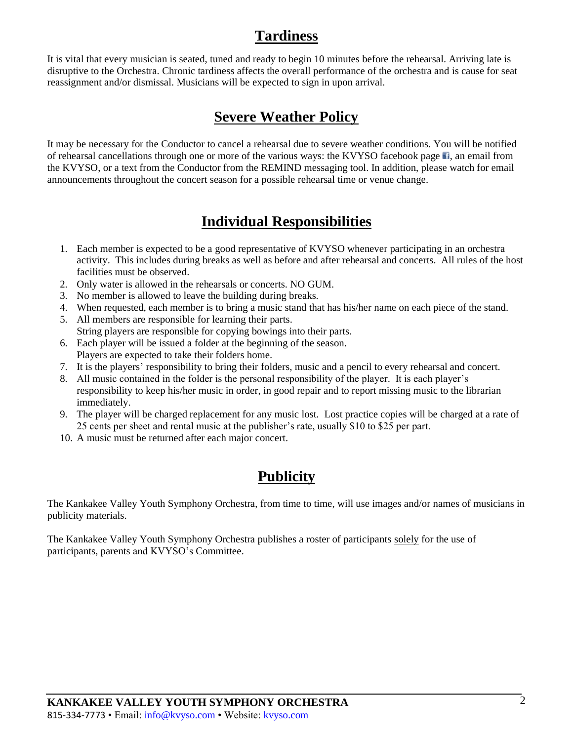## Tardiness

It is vital that every musician is seated, tuned and ready to begin 10 minutes before the rehearsal. Arriving late is disruptive to the Orchestra. Chronic tardiness affects the overall performance of the orchestra and is cause for seat reassignment and/or dismissal. Musicians will be expected to sign in upon arrival.

## Severe Weather Policy

It may be necessary for the Conductor to cancel a rehearsal due to severe weather conditions. You will be notified of rehearsal cancellations through one or more of the various ways: the KVYSO facebook page, an email from the KVYSO, or a text from the Conductor from the REMIND messaging tool. In addition, please watch for email announcements throughout the concert season for a possible rehearsal time or venue change.

## Individual Responsibilities

1. Each member is expected to be a good representative of KVYSO whenever participating in an orchestra activity. This includes during breaks as well as before and after rehearsal and concerts. All rules of the host facilities must be observed.
2. Only water is allowed in the rehearsals or concerts. NO GUM.
3. No member is allowed to leave the building during breaks.
4. When requested, each member is to bring a music stand that has his/her name on each piece of the stand.
5. All members are responsible for learning their parts.
   String players are responsible for copying bowings into their parts.
6. Each player will be issued a folder at the beginning of the season.
   Players are expected to take their folders home.
7. It is the players' responsibility to bring their folders, music and a pencil to every rehearsal and concert.
8. All music contained in the folder is the personal responsibility of the player. It is each player's responsibility to keep his/her music in order, in good repair and to report missing music to the librarian immediately.
9. The player will be charged replacement for any music lost. Lost practice copies will be charged at a rate of 25 cents per sheet and rental music at the publisher's rate, usually \$10 to \$25 per part.
10. A music must be returned after each major concert.

## Publicity

The Kankakee Valley Youth Symphony Orchestra, from time to time, will use images and/or names of musicians in publicity materials.

The Kankakee Valley Youth Symphony Orchestra publishes a roster of participants solely for the use of participants, parents and KVYSO's Committee.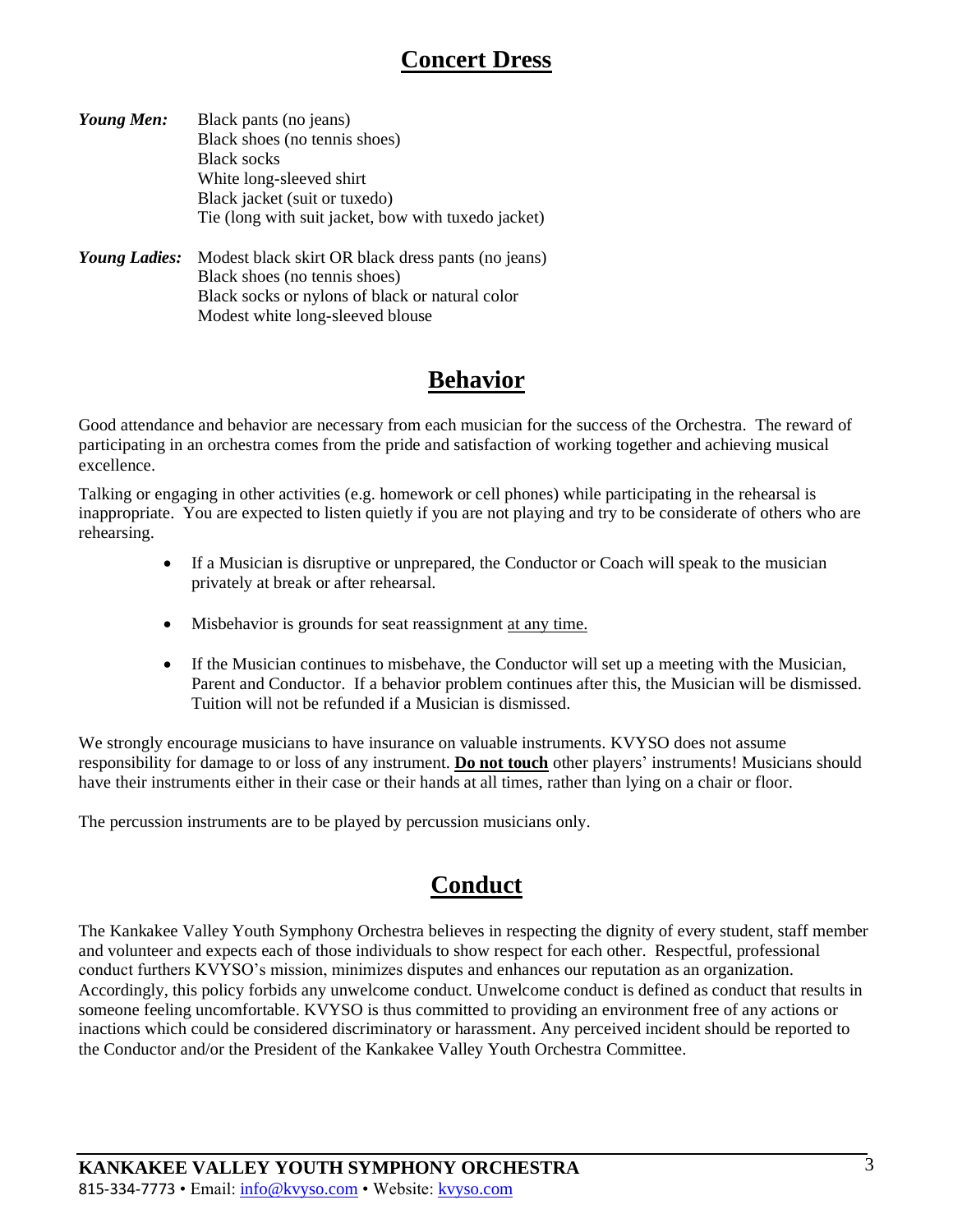## Concert Dress

***Young Men:***
Black pants (no jeans)
Black shoes (no tennis shoes)
Black socks
White long-sleeved shirt
Black jacket (suit or tuxedo)
Tie (long with suit jacket, bow with tuxedo jacket)

***Young Ladies:***
Modest black skirt OR black dress pants (no jeans)
Black shoes (no tennis shoes)
Black socks or nylons of black or natural color
Modest white long-sleeved blouse

## Behavior

Good attendance and behavior are necessary from each musician for the success of the Orchestra. The reward of participating in an orchestra comes from the pride and satisfaction of working together and achieving musical excellence.

Talking or engaging in other activities (e.g. homework or cell phones) while participating in the rehearsal is inappropriate. You are expected to listen quietly if you are not playing and try to be considerate of others who are rehearsing.

- If a Musician is disruptive or unprepared, the Conductor or Coach will speak to the musician privately at break or after rehearsal.
- Misbehavior is grounds for seat reassignment <u>at any time.</u>
- If the Musician continues to misbehave, the Conductor will set up a meeting with the Musician, Parent and Conductor. If a behavior problem continues after this, the Musician will be dismissed. Tuition will not be refunded if a Musician is dismissed.

We strongly encourage musicians to have insurance on valuable instruments. KVYSO does not assume responsibility for damage to or loss of any instrument. **<u>Do not touch</u>** other players' instruments! Musicians should have their instruments either in their case or their hands at all times, rather than lying on a chair or floor.

The percussion instruments are to be played by percussion musicians only.

## Conduct

The Kankakee Valley Youth Symphony Orchestra believes in respecting the dignity of every student, staff member and volunteer and expects each of those individuals to show respect for each other. Respectful, professional conduct furthers KVYSO's mission, minimizes disputes and enhances our reputation as an organization. Accordingly, this policy forbids any unwelcome conduct. Unwelcome conduct is defined as conduct that results in someone feeling uncomfortable. KVYSO is thus committed to providing an environment free of any actions or inactions which could be considered discriminatory or harassment. Any perceived incident should be reported to the Conductor and/or the President of the Kankakee Valley Youth Orchestra Committee.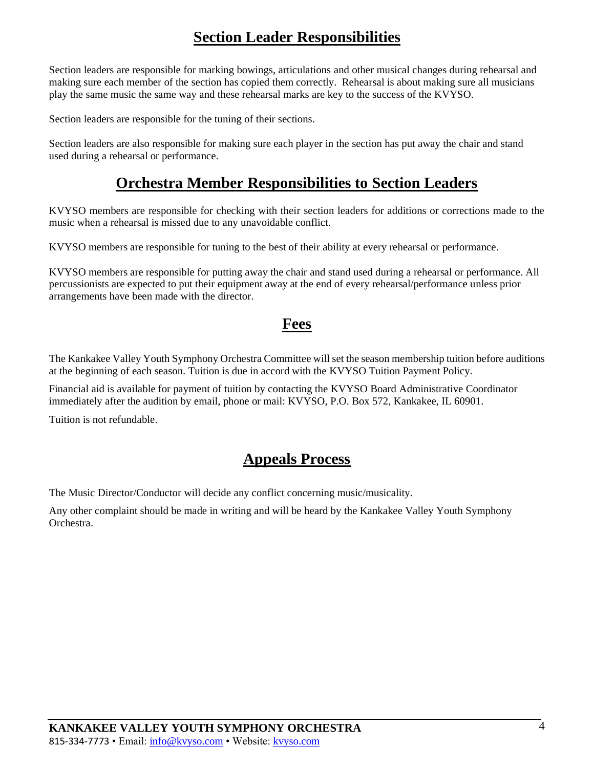## Section Leader Responsibilities

Section leaders are responsible for marking bowings, articulations and other musical changes during rehearsal and making sure each member of the section has copied them correctly. Rehearsal is about making sure all musicians play the same music the same way and these rehearsal marks are key to the success of the KVYSO.

Section leaders are responsible for the tuning of their sections.

Section leaders are also responsible for making sure each player in the section has put away the chair and stand used during a rehearsal or performance.

## Orchestra Member Responsibilities to Section Leaders

KVYSO members are responsible for checking with their section leaders for additions or corrections made to the music when a rehearsal is missed due to any unavoidable conflict.

KVYSO members are responsible for tuning to the best of their ability at every rehearsal or performance.

KVYSO members are responsible for putting away the chair and stand used during a rehearsal or performance. All percussionists are expected to put their equipment away at the end of every rehearsal/performance unless prior arrangements have been made with the director.

## Fees

The Kankakee Valley Youth Symphony Orchestra Committee will set the season membership tuition before auditions at the beginning of each season. Tuition is due in accord with the KVYSO Tuition Payment Policy.

Financial aid is available for payment of tuition by contacting the KVYSO Board Administrative Coordinator immediately after the audition by email, phone or mail: KVYSO, P.O. Box 572, Kankakee, IL 60901.

Tuition is not refundable.

## Appeals Process

The Music Director/Conductor will decide any conflict concerning music/musicality.

Any other complaint should be made in writing and will be heard by the Kankakee Valley Youth Symphony Orchestra.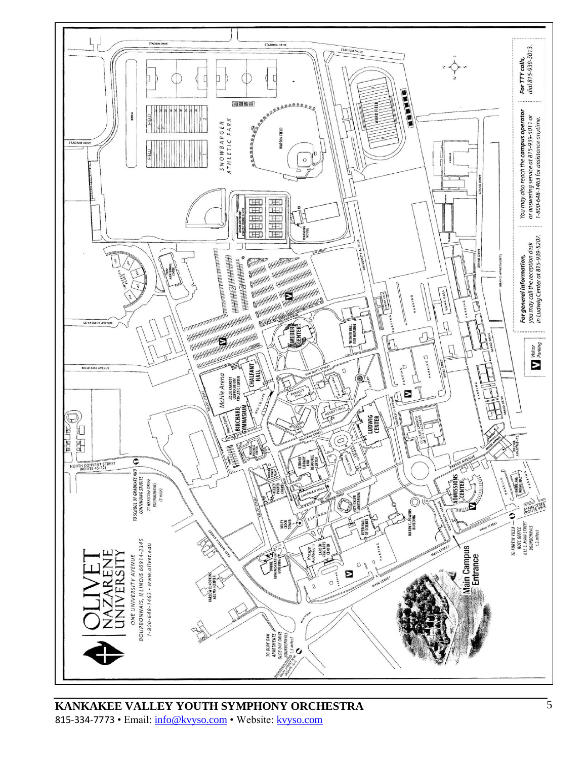**OLIVET NAZARENE UNIVERSITY**

ONE UNIVERSITY AVENUE
BOURBONNAIS, ILLINOIS 60914-2345
1-800-648-1463 • www.olivet.edu

**For general information,** you may call the reception desk in Ludwig Center at 815-939-5207.

You may also reach the **campus operator** or answering service at 815-939-5011 or 1-800-648-1463 for assistance anytime.

**For TTY calls,** dial 815-939-5013.

**V** Visitor Parking

TO SCHOOL OF GRADUATE AND CONTINUING STUDIES
21 HERITAGE DRIVE
BOURBONNAIS
(1 mile)

TO FORTIN VILLA — ROTC OFFICE
615 S. MAIN STREET
BOURBONNAIS
(.5 miles)

TO OLDE OAK APARTMENTS
OLDE OAK DRIVE
BOURBONNAIS
(.5 miles)

Main Campus Entrance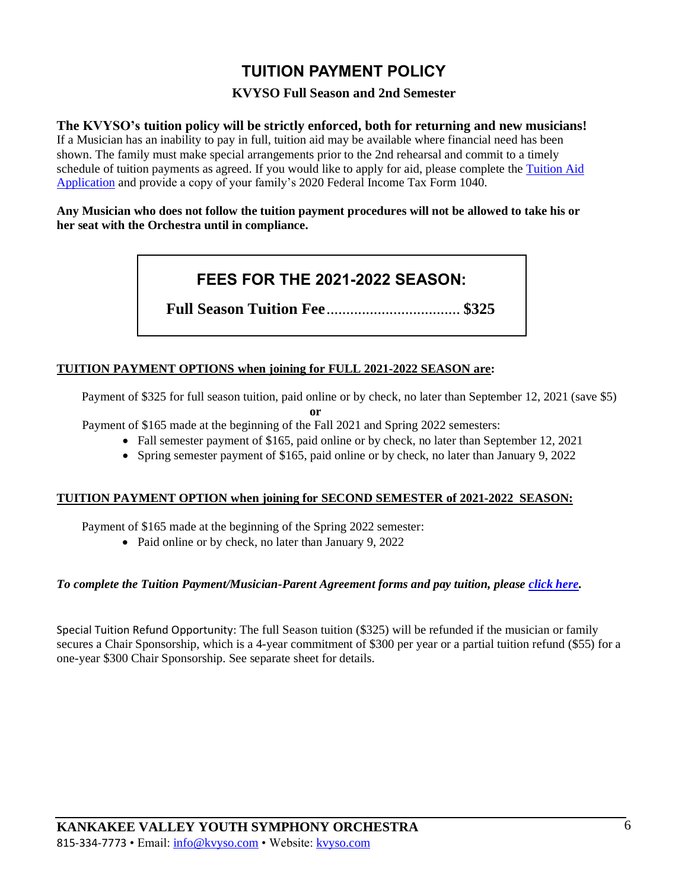# TUITION PAYMENT POLICY

### KVYSO Full Season and 2nd Semester

**The KVYSO's tuition policy will be strictly enforced, both for returning and new musicians!**
If a Musician has an inability to pay in full, tuition aid may be available where financial need has been shown. The family must make special arrangements prior to the 2nd rehearsal and commit to a timely schedule of tuition payments as agreed. If you would like to apply for aid, please complete the Tuition Aid Application and provide a copy of your family's 2020 Federal Income Tax Form 1040.

**Any Musician who does not follow the tuition payment procedures will not be allowed to take his or her seat with the Orchestra until in compliance.**

## FEES FOR THE 2021-2022 SEASON:

**Full Season Tuition Fee.................................. $325**

**TUITION PAYMENT OPTIONS when joining for FULL 2021-2022 SEASON are:**

Payment of $325 for full season tuition, paid online or by check, no later than September 12, 2021 (save $5)

**or**

Payment of $165 made at the beginning of the Fall 2021 and Spring 2022 semesters:

- Fall semester payment of $165, paid online or by check, no later than September 12, 2021
- Spring semester payment of $165, paid online or by check, no later than January 9, 2022

**TUITION PAYMENT OPTION when joining for SECOND SEMESTER of 2021-2022 SEASON:**

Payment of $165 made at the beginning of the Spring 2022 semester:

- Paid online or by check, no later than January 9, 2022

***To complete the Tuition Payment/Musician-Parent Agreement forms and pay tuition, please click here.***

Special Tuition Refund Opportunity: The full Season tuition ($325) will be refunded if the musician or family secures a Chair Sponsorship, which is a 4-year commitment of $300 per year or a partial tuition refund ($55) for a one-year $300 Chair Sponsorship. See separate sheet for details.